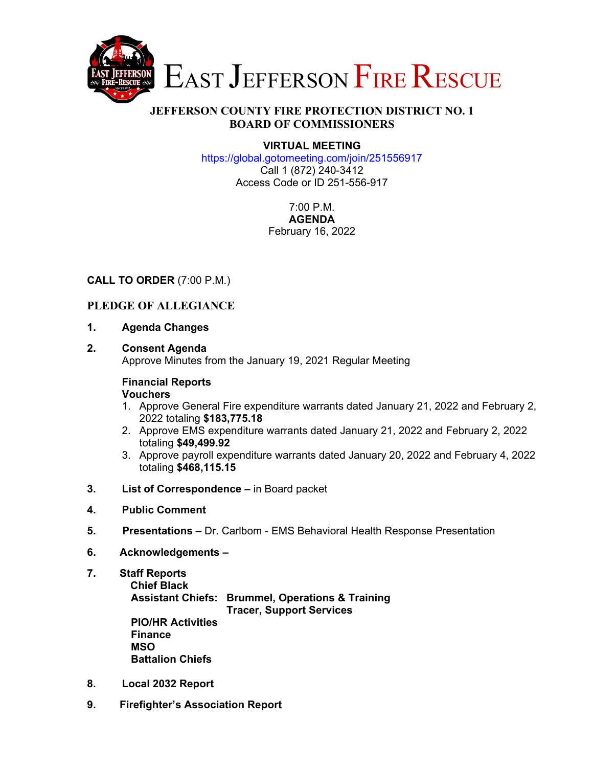# EAST JEFFERSON FIRE RESCUE

## JEFFERSON COUNTY FIRE PROTECTION DISTRICT NO. 1
## BOARD OF COMMISSIONERS

**VIRTUAL MEETING**
https://global.gotomeeting.com/join/251556917
Call 1 (872) 240-3412
Access Code or ID 251-556-917

7:00 P.M.
**AGENDA**
February 16, 2022

**CALL TO ORDER** (7:00 P.M.)

**PLEDGE OF ALLEGIANCE**

1. **Agenda Changes**

2. **Consent Agenda**
   Approve Minutes from the January 19, 2021 Regular Meeting

   **Financial Reports**
   **Vouchers**
   1. Approve General Fire expenditure warrants dated January 21, 2022 and February 2, 2022 totaling **$183,775.18**
   2. Approve EMS expenditure warrants dated January 21, 2022 and February 2, 2022 totaling **$49,499.92**
   3. Approve payroll expenditure warrants dated January 20, 2022 and February 4, 2022 totaling **$468,115.15**

3. **List of Correspondence –** in Board packet

4. **Public Comment**

5. **Presentations –** Dr. Carlbom - EMS Behavioral Health Response Presentation

6. **Acknowledgements –**

7. **Staff Reports**
   **Chief Black**
   **Assistant Chiefs: Brummel, Operations & Training**
   **Tracer, Support Services**
   **PIO/HR Activities**
   **Finance**
   **MSO**
   **Battalion Chiefs**

8. **Local 2032 Report**

9. **Firefighter's Association Report**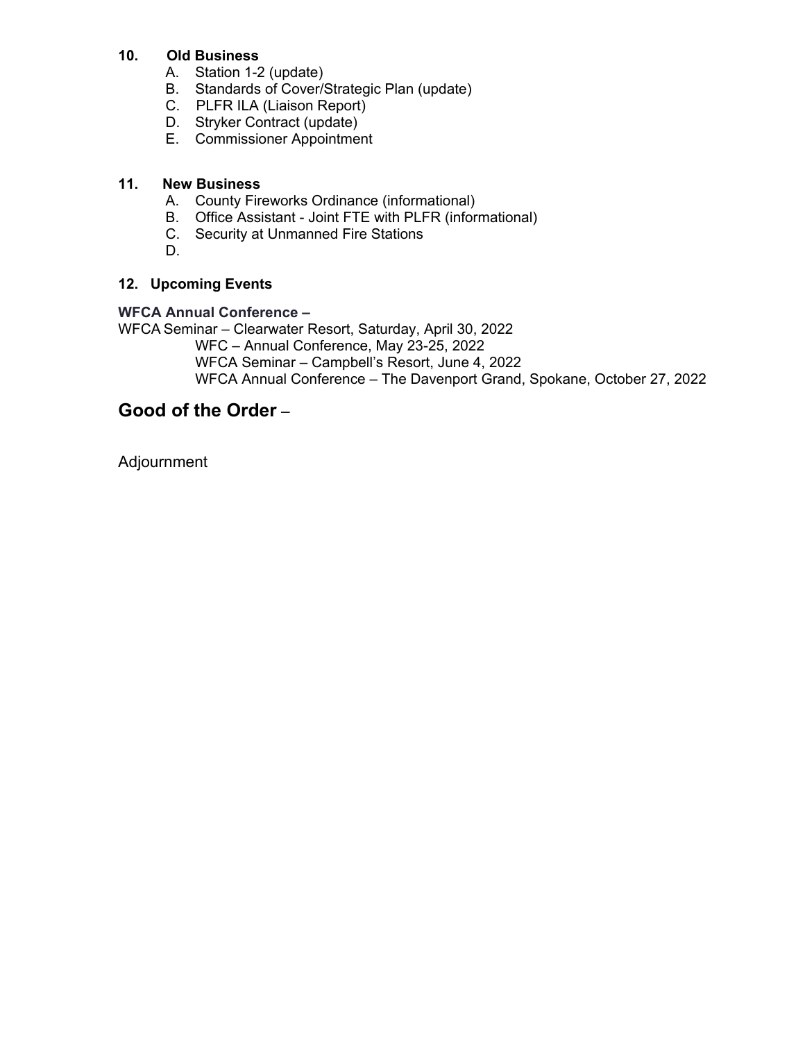**10. Old Business**

A. Station 1-2 (update)
B. Standards of Cover/Strategic Plan (update)
C. PLFR ILA (Liaison Report)
D. Stryker Contract (update)
E. Commissioner Appointment

**11. New Business**

A. County Fireworks Ordinance (informational)
B. Office Assistant - Joint FTE with PLFR (informational)
C. Security at Unmanned Fire Stations
D.

**12. Upcoming Events**

**WFCA Annual Conference –**

WFCA Seminar – Clearwater Resort, Saturday, April 30, 2022
WFC – Annual Conference, May 23-25, 2022
WFCA Seminar – Campbell's Resort, June 4, 2022
WFCA Annual Conference – The Davenport Grand, Spokane, October 27, 2022

## Good of the Order –

Adjournment